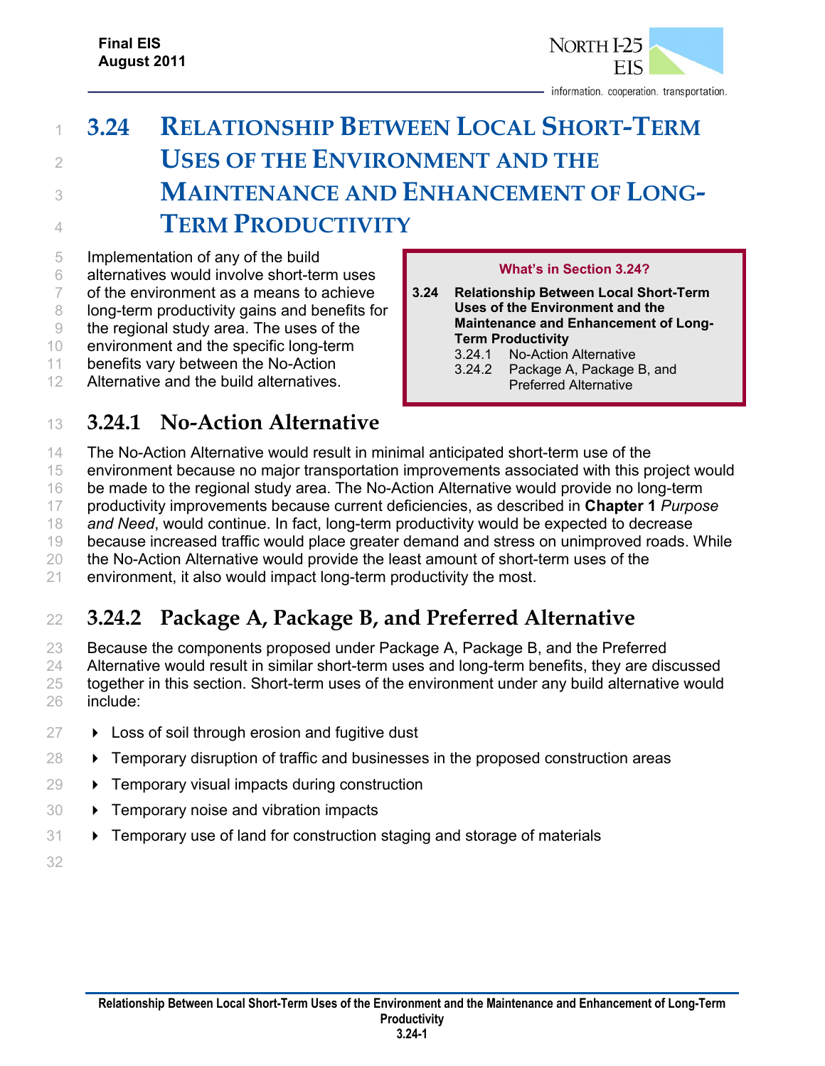# 3.24 RELATIONSHIP BETWEEN LOCAL SHORT-TERM USES OF THE ENVIRONMENT AND THE MAINTENANCE AND ENHANCEMENT OF LONG-TERM PRODUCTIVITY

Implementation of any of the build alternatives would involve short-term uses of the environment as a means to achieve long-term productivity gains and benefits for the regional study area. The uses of the environment and the specific long-term benefits vary between the No-Action Alternative and the build alternatives.

**What's in Section 3.24?**

**3.24 Relationship Between Local Short-Term Uses of the Environment and the Maintenance and Enhancement of Long-Term Productivity**
- 3.24.1 No-Action Alternative
- 3.24.2 Package A, Package B, and Preferred Alternative

## 3.24.1 No-Action Alternative

The No-Action Alternative would result in minimal anticipated short-term use of the environment because no major transportation improvements associated with this project would be made to the regional study area. The No-Action Alternative would provide no long-term productivity improvements because current deficiencies, as described in **Chapter 1** *Purpose and Need*, would continue. In fact, long-term productivity would be expected to decrease because increased traffic would place greater demand and stress on unimproved roads. While the No-Action Alternative would provide the least amount of short-term uses of the environment, it also would impact long-term productivity the most.

## 3.24.2 Package A, Package B, and Preferred Alternative

Because the components proposed under Package A, Package B, and the Preferred Alternative would result in similar short-term uses and long-term benefits, they are discussed together in this section. Short-term uses of the environment under any build alternative would include:

- Loss of soil through erosion and fugitive dust
- Temporary disruption of traffic and businesses in the proposed construction areas
- Temporary visual impacts during construction
- Temporary noise and vibration impacts
- Temporary use of land for construction staging and storage of materials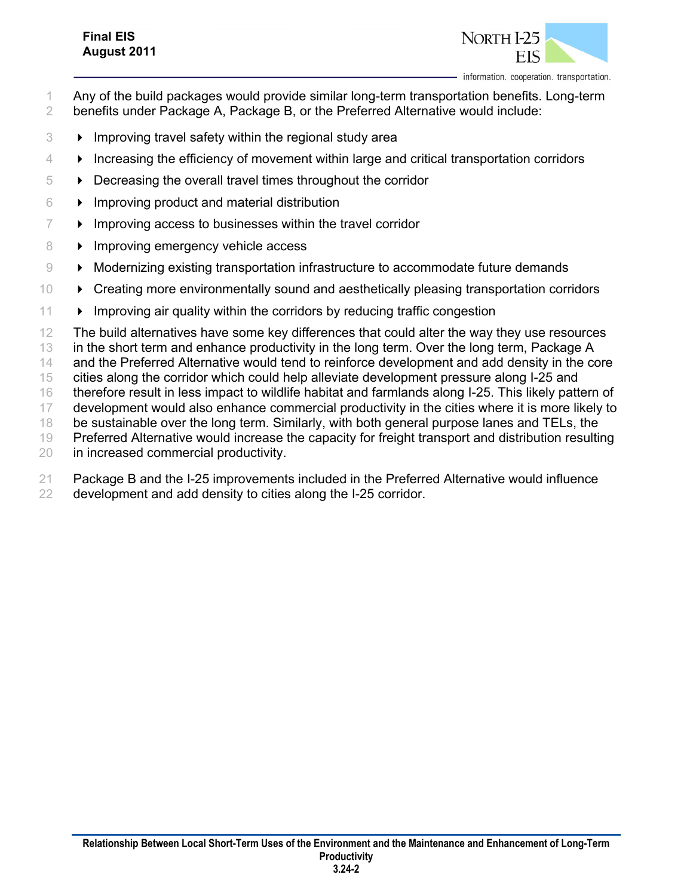Any of the build packages would provide similar long-term transportation benefits. Long-term benefits under Package A, Package B, or the Preferred Alternative would include:

- Improving travel safety within the regional study area
- Increasing the efficiency of movement within large and critical transportation corridors
- Decreasing the overall travel times throughout the corridor
- Improving product and material distribution
- Improving access to businesses within the travel corridor
- Improving emergency vehicle access
- Modernizing existing transportation infrastructure to accommodate future demands
- Creating more environmentally sound and aesthetically pleasing transportation corridors
- Improving air quality within the corridors by reducing traffic congestion

The build alternatives have some key differences that could alter the way they use resources in the short term and enhance productivity in the long term. Over the long term, Package A and the Preferred Alternative would tend to reinforce development and add density in the core cities along the corridor which could help alleviate development pressure along I-25 and therefore result in less impact to wildlife habitat and farmlands along I-25. This likely pattern of development would also enhance commercial productivity in the cities where it is more likely to be sustainable over the long term. Similarly, with both general purpose lanes and TELs, the Preferred Alternative would increase the capacity for freight transport and distribution resulting in increased commercial productivity.

Package B and the I-25 improvements included in the Preferred Alternative would influence development and add density to cities along the I-25 corridor.